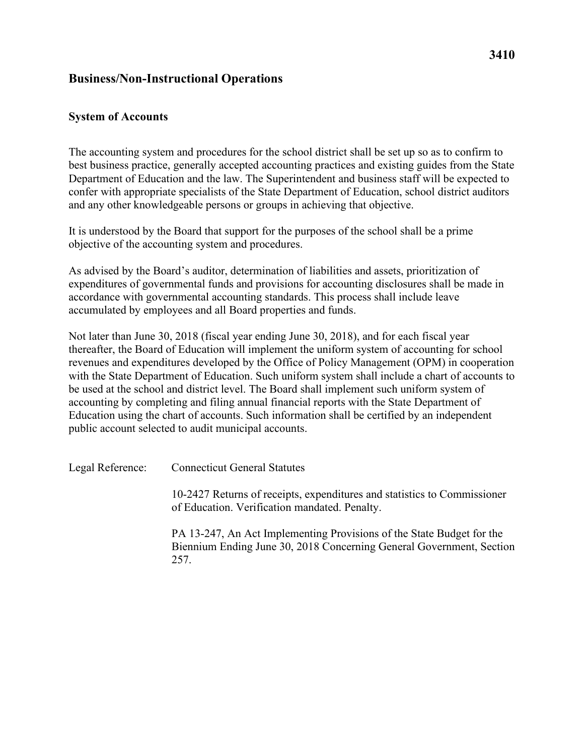3410

## Business/Non-Instructional Operations

### System of Accounts

The accounting system and procedures for the school district shall be set up so as to confirm to best business practice, generally accepted accounting practices and existing guides from the State Department of Education and the law. The Superintendent and business staff will be expected to confer with appropriate specialists of the State Department of Education, school district auditors and any other knowledgeable persons or groups in achieving that objective.

It is understood by the Board that support for the purposes of the school shall be a prime objective of the accounting system and procedures.

As advised by the Board's auditor, determination of liabilities and assets, prioritization of expenditures of governmental funds and provisions for accounting disclosures shall be made in accordance with governmental accounting standards. This process shall include leave accumulated by employees and all Board properties and funds.

Not later than June 30, 2018 (fiscal year ending June 30, 2018), and for each fiscal year thereafter, the Board of Education will implement the uniform system of accounting for school revenues and expenditures developed by the Office of Policy Management (OPM) in cooperation with the State Department of Education. Such uniform system shall include a chart of accounts to be used at the school and district level. The Board shall implement such uniform system of accounting by completing and filing annual financial reports with the State Department of Education using the chart of accounts. Such information shall be certified by an independent public account selected to audit municipal accounts.

Legal Reference: Connecticut General Statutes

10-2427 Returns of receipts, expenditures and statistics to Commissioner of Education. Verification mandated. Penalty.

PA 13-247, An Act Implementing Provisions of the State Budget for the Biennium Ending June 30, 2018 Concerning General Government, Section 257.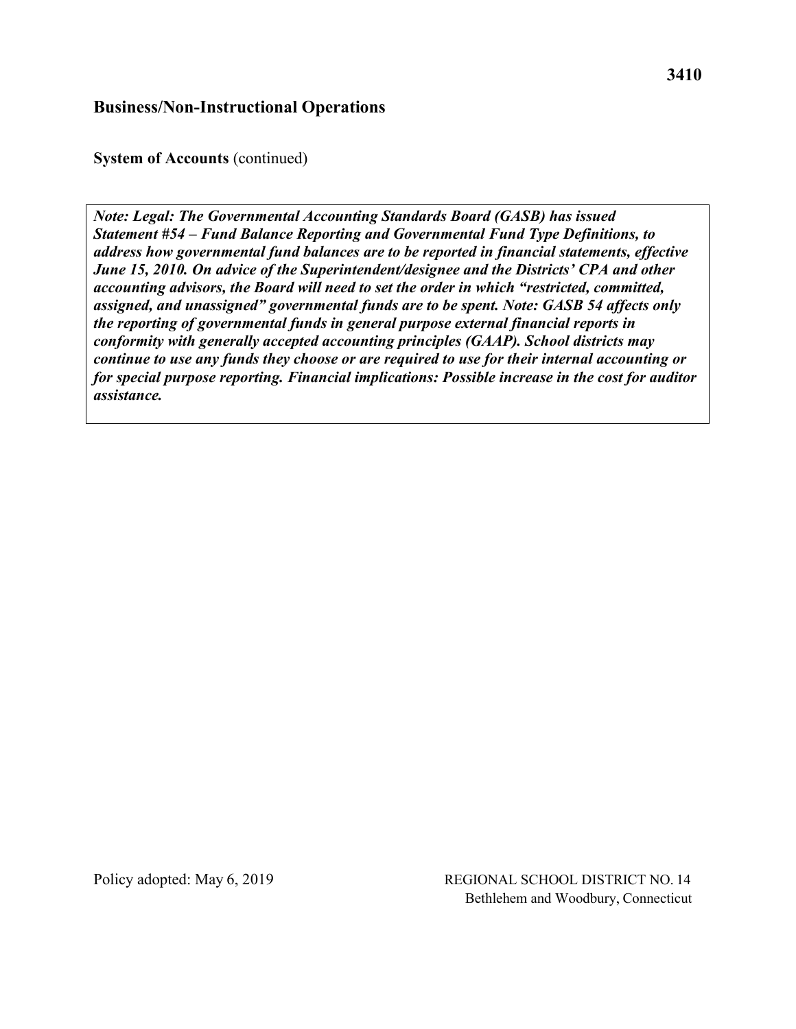## Business/Non-Instructional Operations

**System of Accounts** (continued)

***Note: Legal: The Governmental Accounting Standards Board (GASB) has issued Statement #54 – Fund Balance Reporting and Governmental Fund Type Definitions, to address how governmental fund balances are to be reported in financial statements, effective June 15, 2010. On advice of the Superintendent/designee and the Districts' CPA and other accounting advisors, the Board will need to set the order in which "restricted, committed, assigned, and unassigned" governmental funds are to be spent. Note: GASB 54 affects only the reporting of governmental funds in general purpose external financial reports in conformity with generally accepted accounting principles (GAAP). School districts may continue to use any funds they choose or are required to use for their internal accounting or for special purpose reporting. Financial implications: Possible increase in the cost for auditor assistance.***

Policy adopted: May 6, 2019

REGIONAL SCHOOL DISTRICT NO. 14
Bethlehem and Woodbury, Connecticut